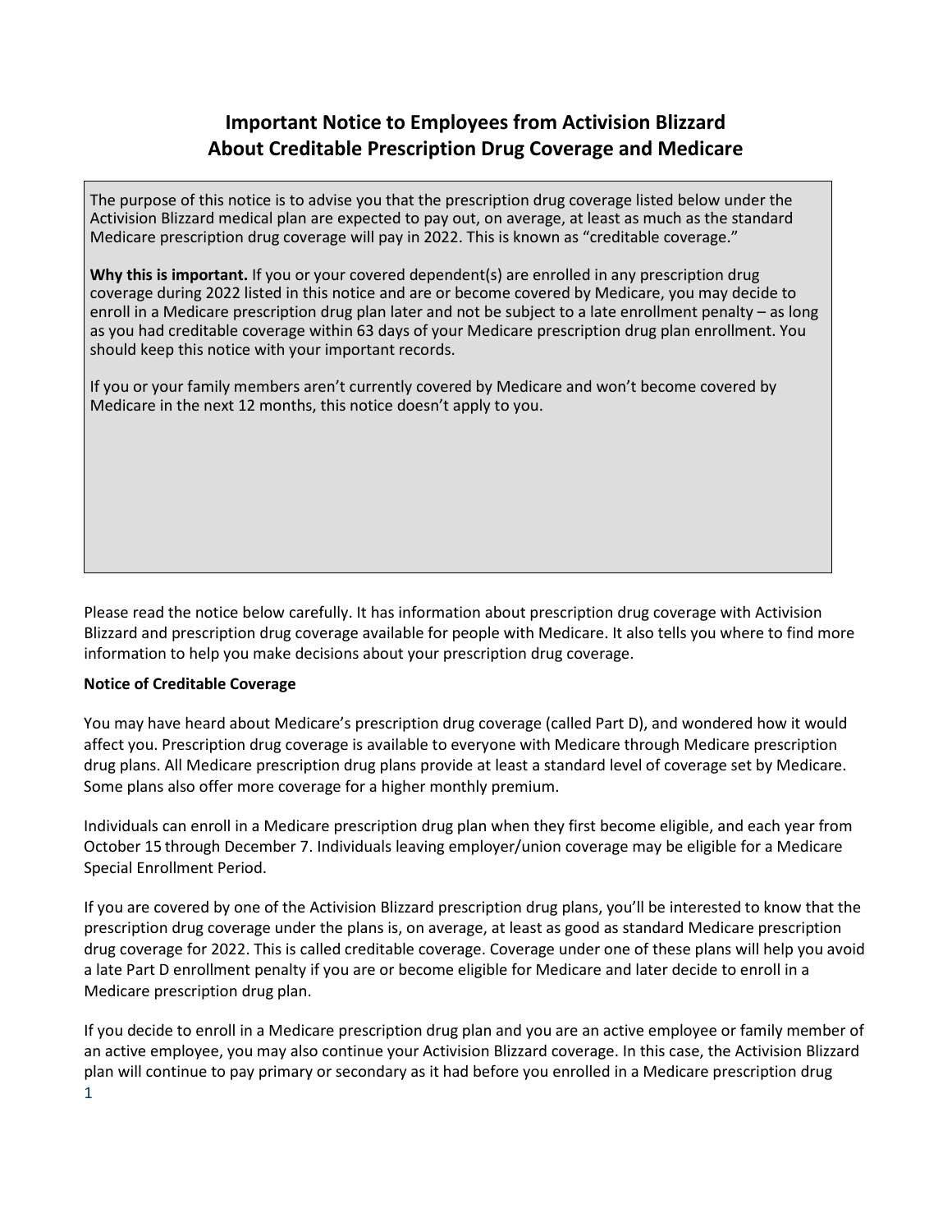# Important Notice to Employees from Activision Blizzard About Creditable Prescription Drug Coverage and Medicare

The purpose of this notice is to advise you that the prescription drug coverage listed below under the Activision Blizzard medical plan are expected to pay out, on average, at least as much as the standard Medicare prescription drug coverage will pay in 2022. This is known as "creditable coverage."

**Why this is important.** If you or your covered dependent(s) are enrolled in any prescription drug coverage during 2022 listed in this notice and are or become covered by Medicare, you may decide to enroll in a Medicare prescription drug plan later and not be subject to a late enrollment penalty – as long as you had creditable coverage within 63 days of your Medicare prescription drug plan enrollment. You should keep this notice with your important records.

If you or your family members aren't currently covered by Medicare and won't become covered by Medicare in the next 12 months, this notice doesn't apply to you.

Please read the notice below carefully. It has information about prescription drug coverage with Activision Blizzard and prescription drug coverage available for people with Medicare. It also tells you where to find more information to help you make decisions about your prescription drug coverage.

**Notice of Creditable Coverage**

You may have heard about Medicare's prescription drug coverage (called Part D), and wondered how it would affect you. Prescription drug coverage is available to everyone with Medicare through Medicare prescription drug plans. All Medicare prescription drug plans provide at least a standard level of coverage set by Medicare. Some plans also offer more coverage for a higher monthly premium.

Individuals can enroll in a Medicare prescription drug plan when they first become eligible, and each year from October 15 through December 7. Individuals leaving employer/union coverage may be eligible for a Medicare Special Enrollment Period.

If you are covered by one of the Activision Blizzard prescription drug plans, you'll be interested to know that the prescription drug coverage under the plans is, on average, at least as good as standard Medicare prescription drug coverage for 2022. This is called creditable coverage. Coverage under one of these plans will help you avoid a late Part D enrollment penalty if you are or become eligible for Medicare and later decide to enroll in a Medicare prescription drug plan.

If you decide to enroll in a Medicare prescription drug plan and you are an active employee or family member of an active employee, you may also continue your Activision Blizzard coverage. In this case, the Activision Blizzard plan will continue to pay primary or secondary as it had before you enrolled in a Medicare prescription drug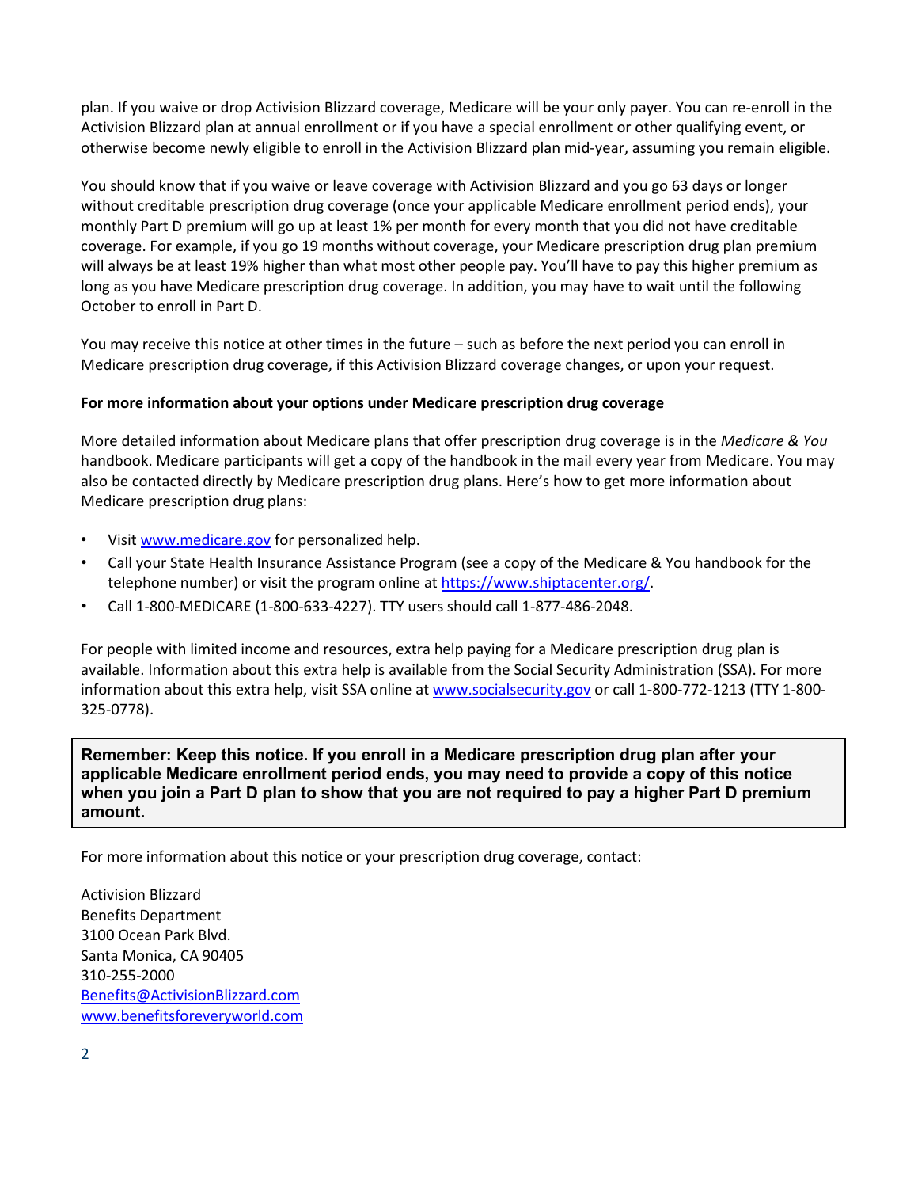plan. If you waive or drop Activision Blizzard coverage, Medicare will be your only payer. You can re-enroll in the Activision Blizzard plan at annual enrollment or if you have a special enrollment or other qualifying event, or otherwise become newly eligible to enroll in the Activision Blizzard plan mid-year, assuming you remain eligible.

You should know that if you waive or leave coverage with Activision Blizzard and you go 63 days or longer without creditable prescription drug coverage (once your applicable Medicare enrollment period ends), your monthly Part D premium will go up at least 1% per month for every month that you did not have creditable coverage. For example, if you go 19 months without coverage, your Medicare prescription drug plan premium will always be at least 19% higher than what most other people pay. You'll have to pay this higher premium as long as you have Medicare prescription drug coverage. In addition, you may have to wait until the following October to enroll in Part D.

You may receive this notice at other times in the future – such as before the next period you can enroll in Medicare prescription drug coverage, if this Activision Blizzard coverage changes, or upon your request.

**For more information about your options under Medicare prescription drug coverage**

More detailed information about Medicare plans that offer prescription drug coverage is in the *Medicare & You* handbook. Medicare participants will get a copy of the handbook in the mail every year from Medicare. You may also be contacted directly by Medicare prescription drug plans. Here's how to get more information about Medicare prescription drug plans:

- Visit www.medicare.gov for personalized help.
- Call your State Health Insurance Assistance Program (see a copy of the Medicare & You handbook for the telephone number) or visit the program online at https://www.shiptacenter.org/.
- Call 1-800-MEDICARE (1-800-633-4227). TTY users should call 1-877-486-2048.

For people with limited income and resources, extra help paying for a Medicare prescription drug plan is available. Information about this extra help is available from the Social Security Administration (SSA). For more information about this extra help, visit SSA online at www.socialsecurity.gov or call 1-800-772-1213 (TTY 1-800-325-0778).

**Remember: Keep this notice. If you enroll in a Medicare prescription drug plan after your applicable Medicare enrollment period ends, you may need to provide a copy of this notice when you join a Part D plan to show that you are not required to pay a higher Part D premium amount.**

For more information about this notice or your prescription drug coverage, contact:

Activision Blizzard
Benefits Department
3100 Ocean Park Blvd.
Santa Monica, CA 90405
310-255-2000
Benefits@ActivisionBlizzard.com
www.benefitsforeveryworld.com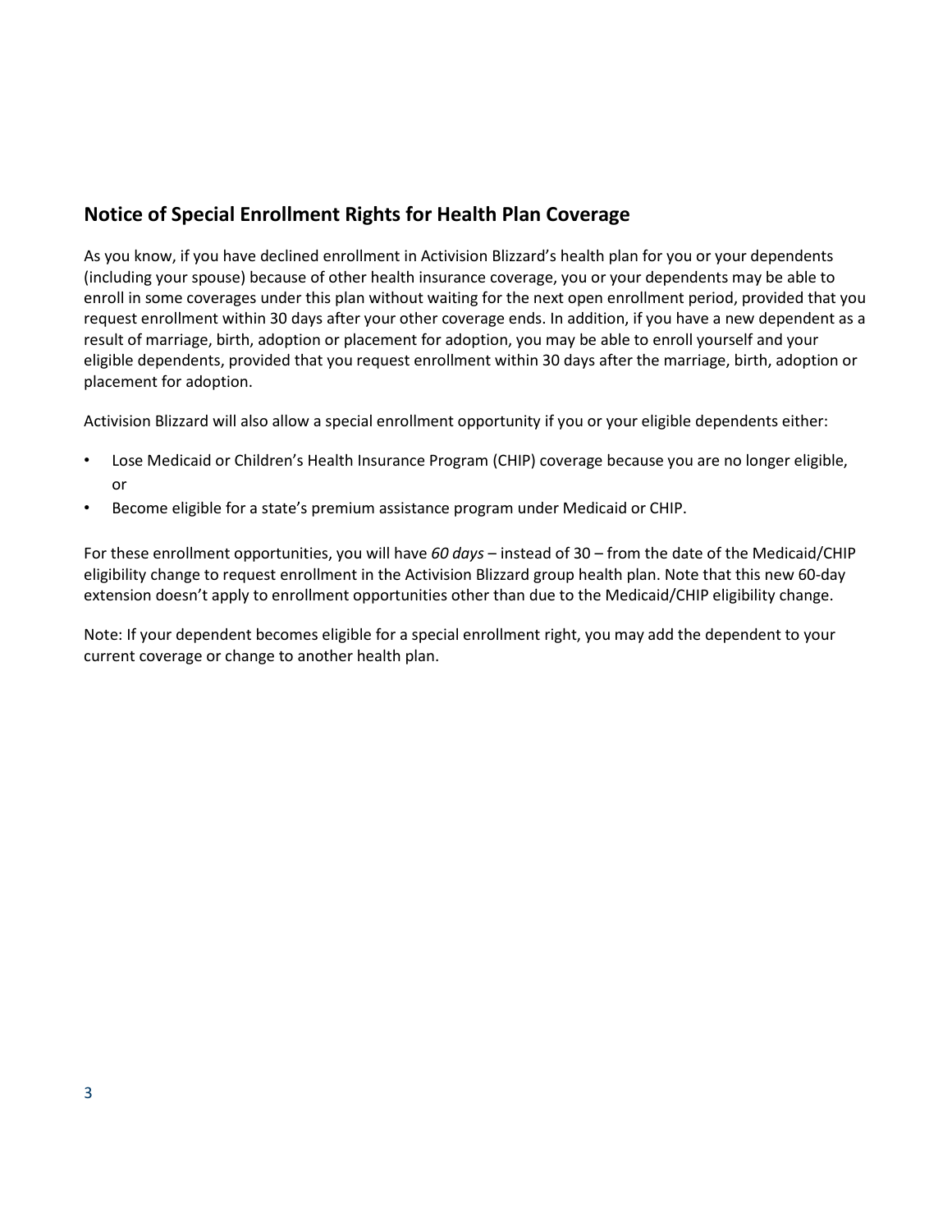## Notice of Special Enrollment Rights for Health Plan Coverage

As you know, if you have declined enrollment in Activision Blizzard's health plan for you or your dependents (including your spouse) because of other health insurance coverage, you or your dependents may be able to enroll in some coverages under this plan without waiting for the next open enrollment period, provided that you request enrollment within 30 days after your other coverage ends. In addition, if you have a new dependent as a result of marriage, birth, adoption or placement for adoption, you may be able to enroll yourself and your eligible dependents, provided that you request enrollment within 30 days after the marriage, birth, adoption or placement for adoption.

Activision Blizzard will also allow a special enrollment opportunity if you or your eligible dependents either:

- Lose Medicaid or Children's Health Insurance Program (CHIP) coverage because you are no longer eligible, or
- Become eligible for a state's premium assistance program under Medicaid or CHIP.

For these enrollment opportunities, you will have *60 days* – instead of 30 – from the date of the Medicaid/CHIP eligibility change to request enrollment in the Activision Blizzard group health plan. Note that this new 60-day extension doesn't apply to enrollment opportunities other than due to the Medicaid/CHIP eligibility change.

Note: If your dependent becomes eligible for a special enrollment right, you may add the dependent to your current coverage or change to another health plan.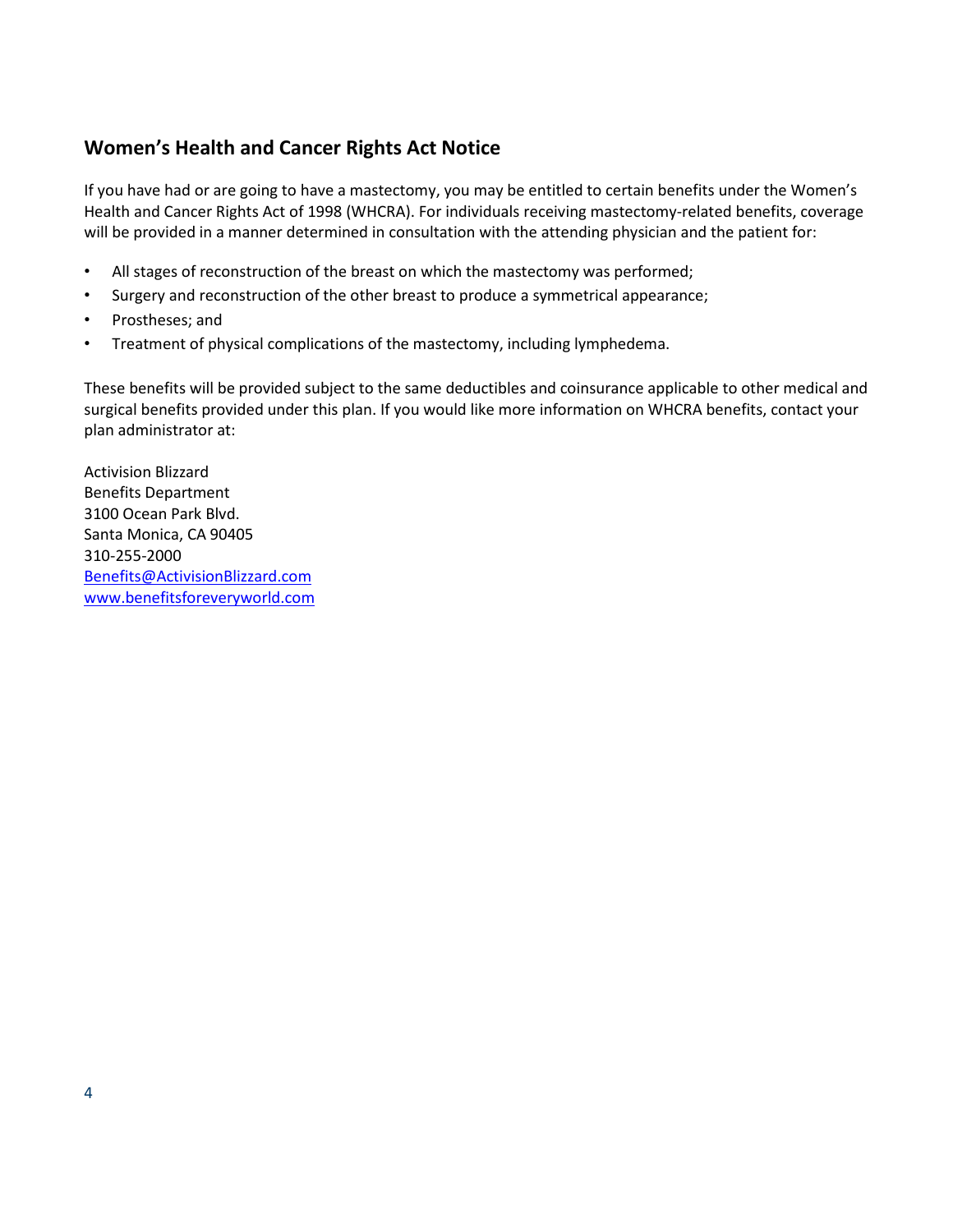## Women's Health and Cancer Rights Act Notice

If you have had or are going to have a mastectomy, you may be entitled to certain benefits under the Women's Health and Cancer Rights Act of 1998 (WHCRA). For individuals receiving mastectomy-related benefits, coverage will be provided in a manner determined in consultation with the attending physician and the patient for:

- All stages of reconstruction of the breast on which the mastectomy was performed;
- Surgery and reconstruction of the other breast to produce a symmetrical appearance;
- Prostheses; and
- Treatment of physical complications of the mastectomy, including lymphedema.

These benefits will be provided subject to the same deductibles and coinsurance applicable to other medical and surgical benefits provided under this plan. If you would like more information on WHCRA benefits, contact your plan administrator at:

Activision Blizzard  
Benefits Department  
3100 Ocean Park Blvd.  
Santa Monica, CA 90405  
310-255-2000  
Benefits@ActivisionBlizzard.com  
www.benefitsforeveryworld.com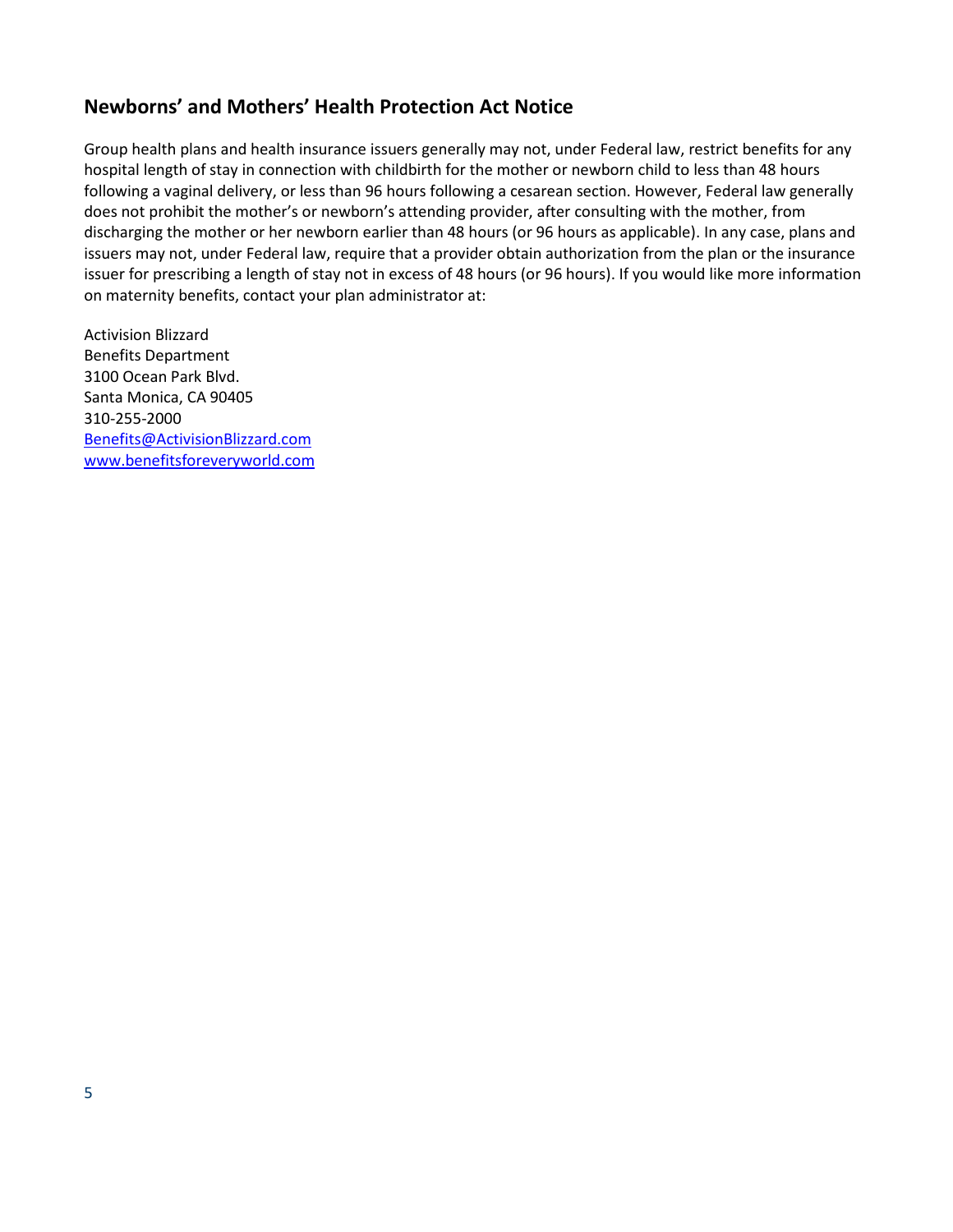## Newborns' and Mothers' Health Protection Act Notice

Group health plans and health insurance issuers generally may not, under Federal law, restrict benefits for any hospital length of stay in connection with childbirth for the mother or newborn child to less than 48 hours following a vaginal delivery, or less than 96 hours following a cesarean section. However, Federal law generally does not prohibit the mother's or newborn's attending provider, after consulting with the mother, from discharging the mother or her newborn earlier than 48 hours (or 96 hours as applicable). In any case, plans and issuers may not, under Federal law, require that a provider obtain authorization from the plan or the insurance issuer for prescribing a length of stay not in excess of 48 hours (or 96 hours). If you would like more information on maternity benefits, contact your plan administrator at:

Activision Blizzard
Benefits Department
3100 Ocean Park Blvd.
Santa Monica, CA 90405
310-255-2000
Benefits@ActivisionBlizzard.com
www.benefitsforeveryworld.com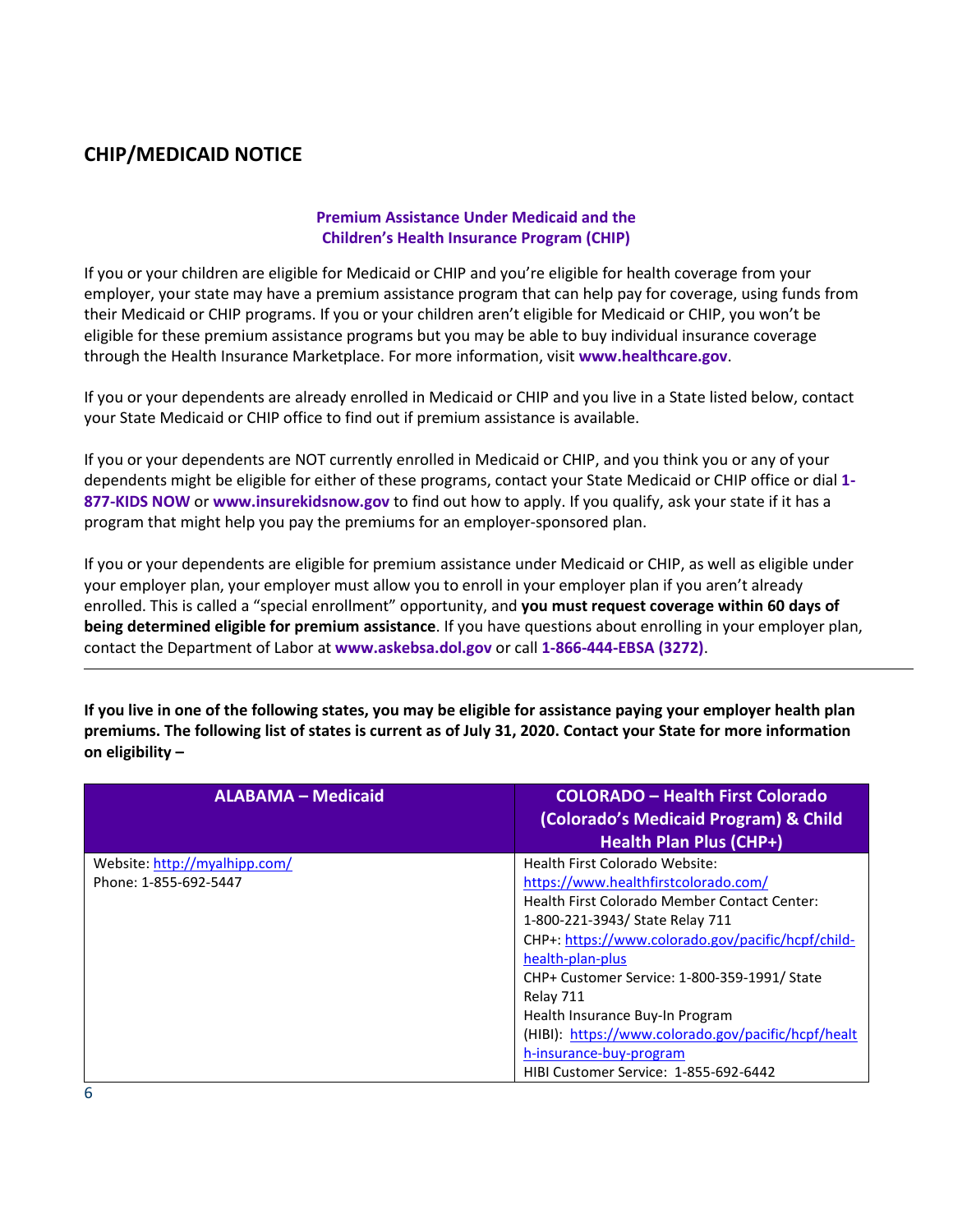## CHIP/MEDICAID NOTICE

### Premium Assistance Under Medicaid and the Children's Health Insurance Program (CHIP)

If you or your children are eligible for Medicaid or CHIP and you're eligible for health coverage from your employer, your state may have a premium assistance program that can help pay for coverage, using funds from their Medicaid or CHIP programs. If you or your children aren't eligible for Medicaid or CHIP, you won't be eligible for these premium assistance programs but you may be able to buy individual insurance coverage through the Health Insurance Marketplace. For more information, visit **www.healthcare.gov**.

If you or your dependents are already enrolled in Medicaid or CHIP and you live in a State listed below, contact your State Medicaid or CHIP office to find out if premium assistance is available.

If you or your dependents are NOT currently enrolled in Medicaid or CHIP, and you think you or any of your dependents might be eligible for either of these programs, contact your State Medicaid or CHIP office or dial **1-877-KIDS NOW** or **www.insurekidsnow.gov** to find out how to apply. If you qualify, ask your state if it has a program that might help you pay the premiums for an employer-sponsored plan.

If you or your dependents are eligible for premium assistance under Medicaid or CHIP, as well as eligible under your employer plan, your employer must allow you to enroll in your employer plan if you aren't already enrolled. This is called a "special enrollment" opportunity, and **you must request coverage within 60 days of being determined eligible for premium assistance**. If you have questions about enrolling in your employer plan, contact the Department of Labor at **www.askebsa.dol.gov** or call **1-866-444-EBSA (3272)**.

---

**If you live in one of the following states, you may be eligible for assistance paying your employer health plan premiums. The following list of states is current as of July 31, 2020. Contact your State for more information on eligibility –**

| ALABAMA – Medicaid | COLORADO – Health First Colorado (Colorado's Medicaid Program) & Child Health Plan Plus (CHP+) |
|---|---|
| Website: http://myalhipp.com/<br>Phone: 1-855-692-5447 | Health First Colorado Website: https://www.healthfirstcolorado.com/<br>Health First Colorado Member Contact Center: 1-800-221-3943/ State Relay 711<br>CHP+: https://www.colorado.gov/pacific/hcpf/child-health-plan-plus<br>CHP+ Customer Service: 1-800-359-1991/ State Relay 711<br>Health Insurance Buy-In Program (HIBI): https://www.colorado.gov/pacific/hcpf/health-insurance-buy-program<br>HIBI Customer Service: 1-855-692-6442 |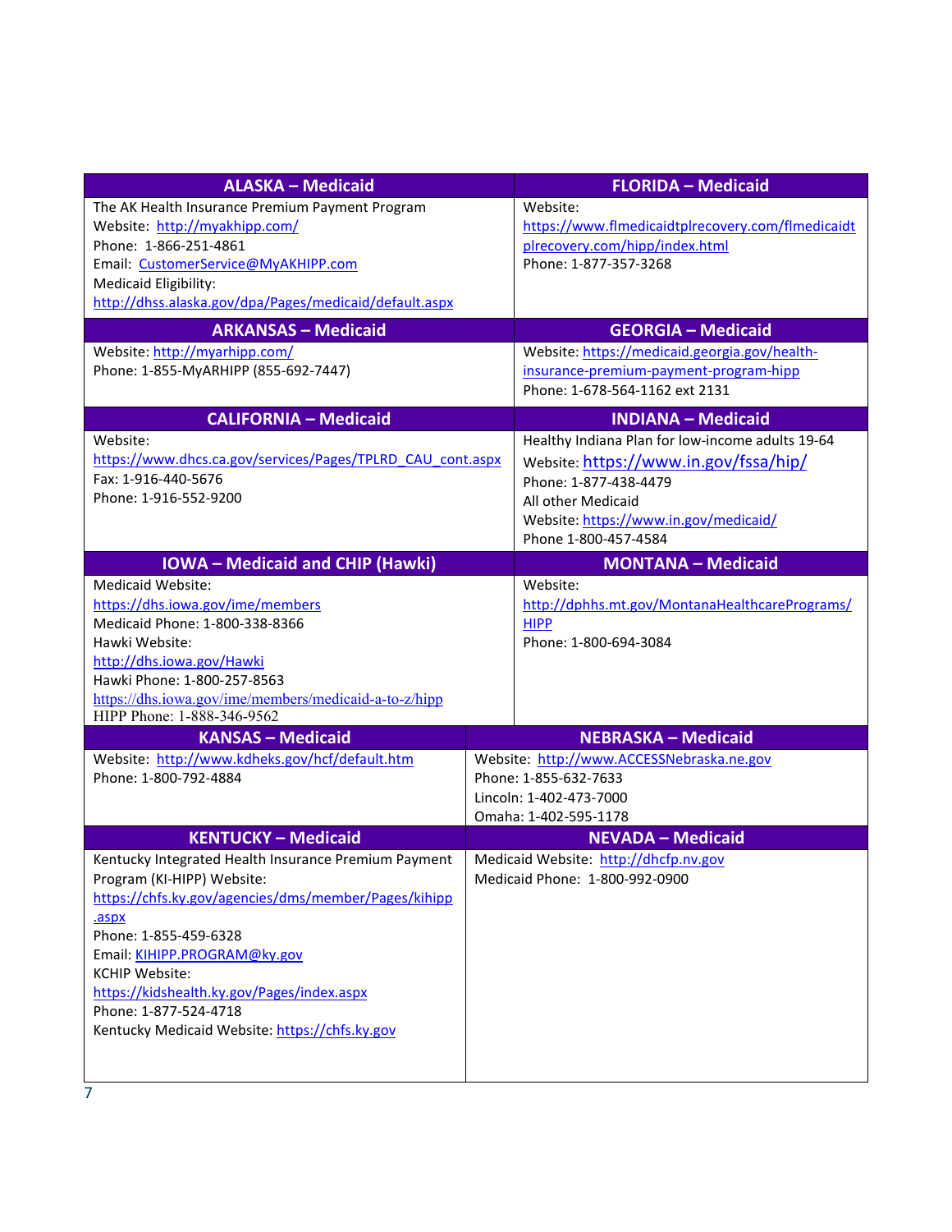| ALASKA – Medicaid | FLORIDA – Medicaid |
|---|---|
| The AK Health Insurance Premium Payment Program<br>Website: http://myakhipp.com/<br>Phone: 1-866-251-4861<br>Email: CustomerService@MyAKHIPP.com<br>Medicaid Eligibility:<br>http://dhss.alaska.gov/dpa/Pages/medicaid/default.aspx | Website:<br>https://www.flmedicaidtplrecovery.com/flmedicaidtplrecovery.com/hipp/index.html<br>Phone: 1-877-357-3268 |
| **ARKANSAS – Medicaid** | **GEORGIA – Medicaid** |
| Website: http://myarhipp.com/<br>Phone: 1-855-MyARHIPP (855-692-7447) | Website: https://medicaid.georgia.gov/health-insurance-premium-payment-program-hipp<br>Phone: 1-678-564-1162 ext 2131 |
| **CALIFORNIA – Medicaid** | **INDIANA – Medicaid** |
| Website:<br>https://www.dhcs.ca.gov/services/Pages/TPLRD_CAU_cont.aspx<br>Fax: 1-916-440-5676<br>Phone: 1-916-552-9200 | Healthy Indiana Plan for low-income adults 19-64<br>Website: https://www.in.gov/fssa/hip/<br>Phone: 1-877-438-4479<br>All other Medicaid<br>Website: https://www.in.gov/medicaid/<br>Phone 1-800-457-4584 |
| **IOWA – Medicaid and CHIP (Hawki)** | **MONTANA – Medicaid** |
| Medicaid Website:<br>https://dhs.iowa.gov/ime/members<br>Medicaid Phone: 1-800-338-8366<br>Hawki Website:<br>http://dhs.iowa.gov/Hawki<br>Hawki Phone: 1-800-257-8563<br>https://dhs.iowa.gov/ime/members/medicaid-a-to-z/hipp<br>HIPP Phone: 1-888-346-9562 | Website:<br>http://dphhs.mt.gov/MontanaHealthcarePrograms/HIPP<br>Phone: 1-800-694-3084 |
| **KANSAS – Medicaid** | **NEBRASKA – Medicaid** |
| Website: http://www.kdheks.gov/hcf/default.htm<br>Phone: 1-800-792-4884 | Website: http://www.ACCESSNebraska.ne.gov<br>Phone: 1-855-632-7633<br>Lincoln: 1-402-473-7000<br>Omaha: 1-402-595-1178 |
| **KENTUCKY – Medicaid** | **NEVADA – Medicaid** |
| Kentucky Integrated Health Insurance Premium Payment Program (KI-HIPP) Website:<br>https://chfs.ky.gov/agencies/dms/member/Pages/kihipp.aspx<br>Phone: 1-855-459-6328<br>Email: KIHIPP.PROGRAM@ky.gov<br>KCHIP Website:<br>https://kidshealth.ky.gov/Pages/index.aspx<br>Phone: 1-877-524-4718<br>Kentucky Medicaid Website: https://chfs.ky.gov | Medicaid Website: http://dhcfp.nv.gov<br>Medicaid Phone: 1-800-992-0900 |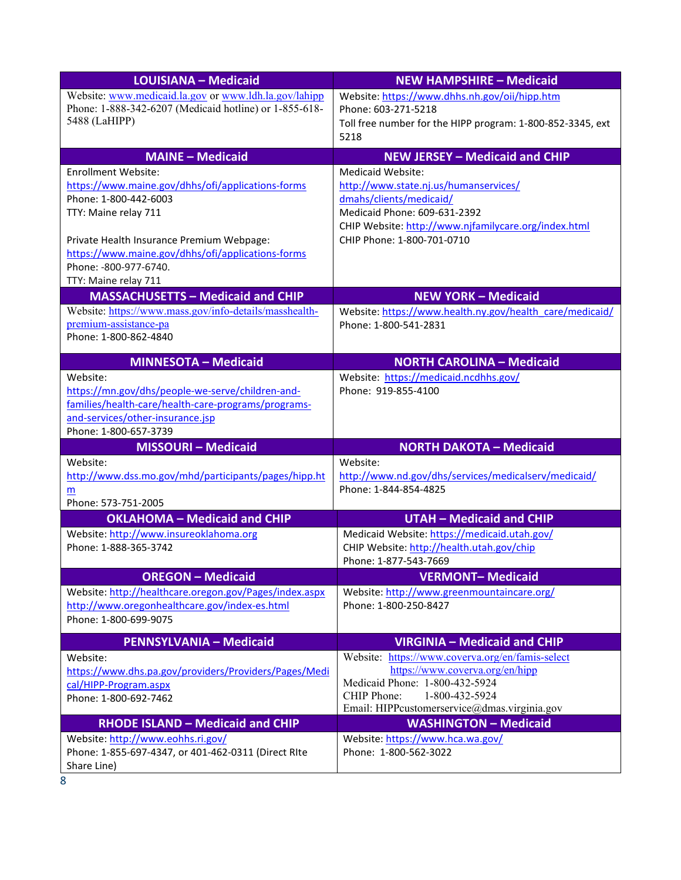| LOUISIANA – Medicaid | NEW HAMPSHIRE – Medicaid |
|---|---|
| Website: www.medicaid.la.gov or www.ldh.la.gov/lahipp<br>Phone: 1-888-342-6207 (Medicaid hotline) or 1-855-618-5488 (LaHIPP) | Website: https://www.dhhs.nh.gov/oii/hipp.htm<br>Phone: 603-271-5218<br>Toll free number for the HIPP program: 1-800-852-3345, ext 5218 |
| **MAINE – Medicaid** | **NEW JERSEY – Medicaid and CHIP** |
| Enrollment Website: https://www.maine.gov/dhhs/ofi/applications-forms<br>Phone: 1-800-442-6003<br>TTY: Maine relay 711<br><br>Private Health Insurance Premium Webpage: https://www.maine.gov/dhhs/ofi/applications-forms<br>Phone: -800-977-6740.<br>TTY: Maine relay 711 | Medicaid Website: http://www.state.nj.us/humanservices/dmahs/clients/medicaid/<br>Medicaid Phone: 609-631-2392<br>CHIP Website: http://www.njfamilycare.org/index.html<br>CHIP Phone: 1-800-701-0710 |
| **MASSACHUSETTS – Medicaid and CHIP** | **NEW YORK – Medicaid** |
| Website: https://www.mass.gov/info-details/masshealth-premium-assistance-pa<br>Phone: 1-800-862-4840 | Website: https://www.health.ny.gov/health_care/medicaid/<br>Phone: 1-800-541-2831 |
| **MINNESOTA – Medicaid** | **NORTH CAROLINA – Medicaid** |
| Website: https://mn.gov/dhs/people-we-serve/children-and-families/health-care/health-care-programs/programs-and-services/other-insurance.jsp<br>Phone: 1-800-657-3739 | Website: https://medicaid.ncdhhs.gov/<br>Phone: 919-855-4100 |
| **MISSOURI – Medicaid** | **NORTH DAKOTA – Medicaid** |
| Website: http://www.dss.mo.gov/mhd/participants/pages/hipp.htm<br>Phone: 573-751-2005 | Website: http://www.nd.gov/dhs/services/medicalserv/medicaid/<br>Phone: 1-844-854-4825 |
| **OKLAHOMA – Medicaid and CHIP** | **UTAH – Medicaid and CHIP** |
| Website: http://www.insureoklahoma.org<br>Phone: 1-888-365-3742 | Medicaid Website: https://medicaid.utah.gov/<br>CHIP Website: http://health.utah.gov/chip<br>Phone: 1-877-543-7669 |
| **OREGON – Medicaid** | **VERMONT– Medicaid** |
| Website: http://healthcare.oregon.gov/Pages/index.aspx<br>http://www.oregonhealthcare.gov/index-es.html<br>Phone: 1-800-699-9075 | Website: http://www.greenmountaincare.org/<br>Phone: 1-800-250-8427 |
| **PENNSYLVANIA – Medicaid** | **VIRGINIA – Medicaid and CHIP** |
| Website: https://www.dhs.pa.gov/providers/Providers/Pages/Medical/HIPP-Program.aspx<br>Phone: 1-800-692-7462 | Website: https://www.coverva.org/en/famis-select<br>https://www.coverva.org/en/hipp<br>Medicaid Phone: 1-800-432-5924<br>CHIP Phone: 1-800-432-5924<br>Email: HIPPcustomerservice@dmas.virginia.gov |
| **RHODE ISLAND – Medicaid and CHIP** | **WASHINGTON – Medicaid** |
| Website: http://www.eohhs.ri.gov/<br>Phone: 1-855-697-4347, or 401-462-0311 (Direct RIte Share Line) | Website: https://www.hca.wa.gov/<br>Phone: 1-800-562-3022 |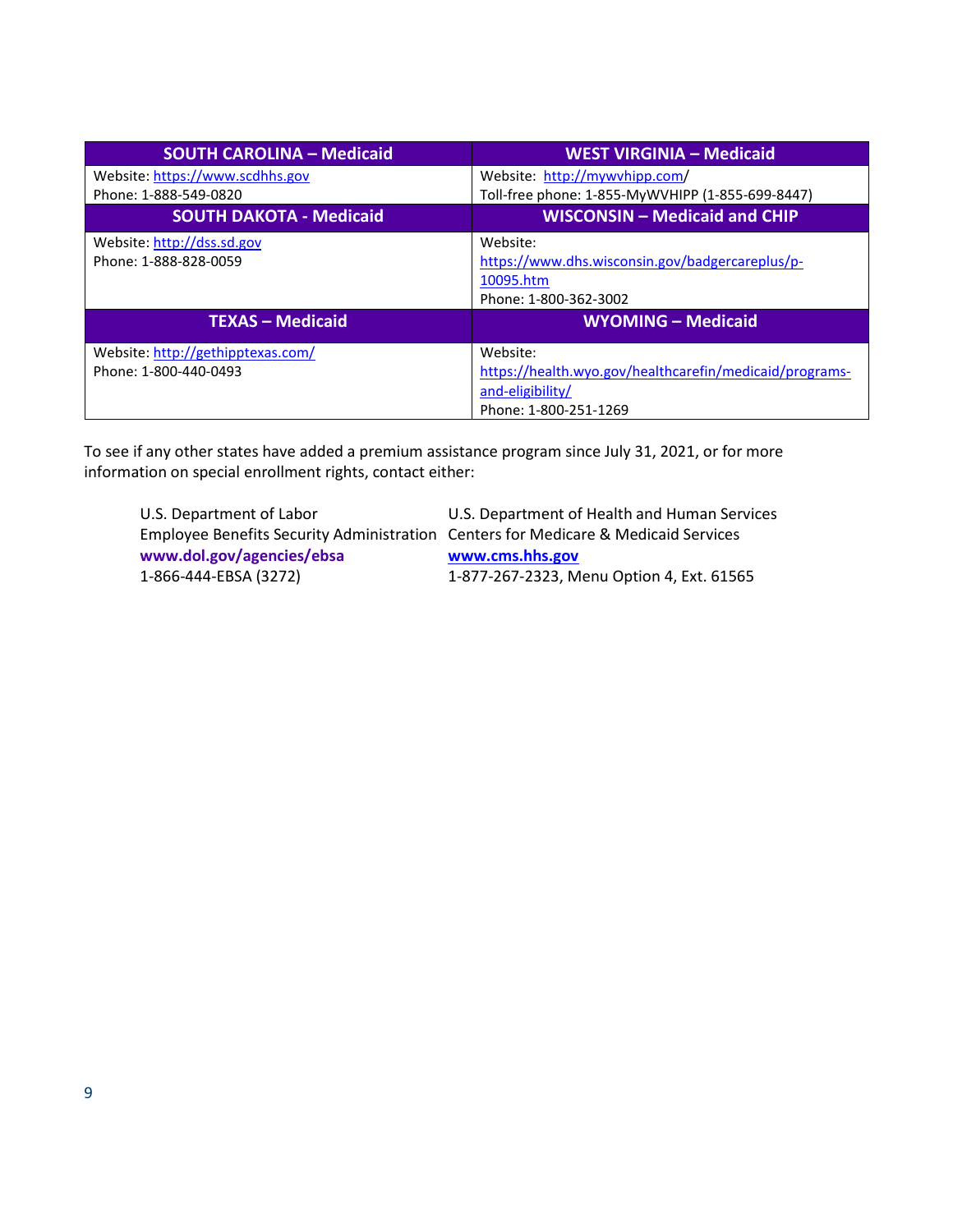| SOUTH CAROLINA – Medicaid | WEST VIRGINIA – Medicaid |
|---|---|
| Website: https://www.scdhhs.gov<br>Phone: 1-888-549-0820 | Website: http://mywvhipp.com/<br>Toll-free phone: 1-855-MyWVHIPP (1-855-699-8447) |
| **SOUTH DAKOTA - Medicaid** | **WISCONSIN – Medicaid and CHIP** |
| Website: http://dss.sd.gov<br>Phone: 1-888-828-0059 | Website: https://www.dhs.wisconsin.gov/badgercareplus/p-10095.htm<br>Phone: 1-800-362-3002 |
| **TEXAS – Medicaid** | **WYOMING – Medicaid** |
| Website: http://gethipptexas.com/<br>Phone: 1-800-440-0493 | Website: https://health.wyo.gov/healthcarefin/medicaid/programs-and-eligibility/<br>Phone: 1-800-251-1269 |

To see if any other states have added a premium assistance program since July 31, 2021, or for more information on special enrollment rights, contact either:

U.S. Department of Labor
Employee Benefits Security Administration
**www.dol.gov/agencies/ebsa**
1-866-444-EBSA (3272)

U.S. Department of Health and Human Services
Centers for Medicare & Medicaid Services
**www.cms.hhs.gov**
1-877-267-2323, Menu Option 4, Ext. 61565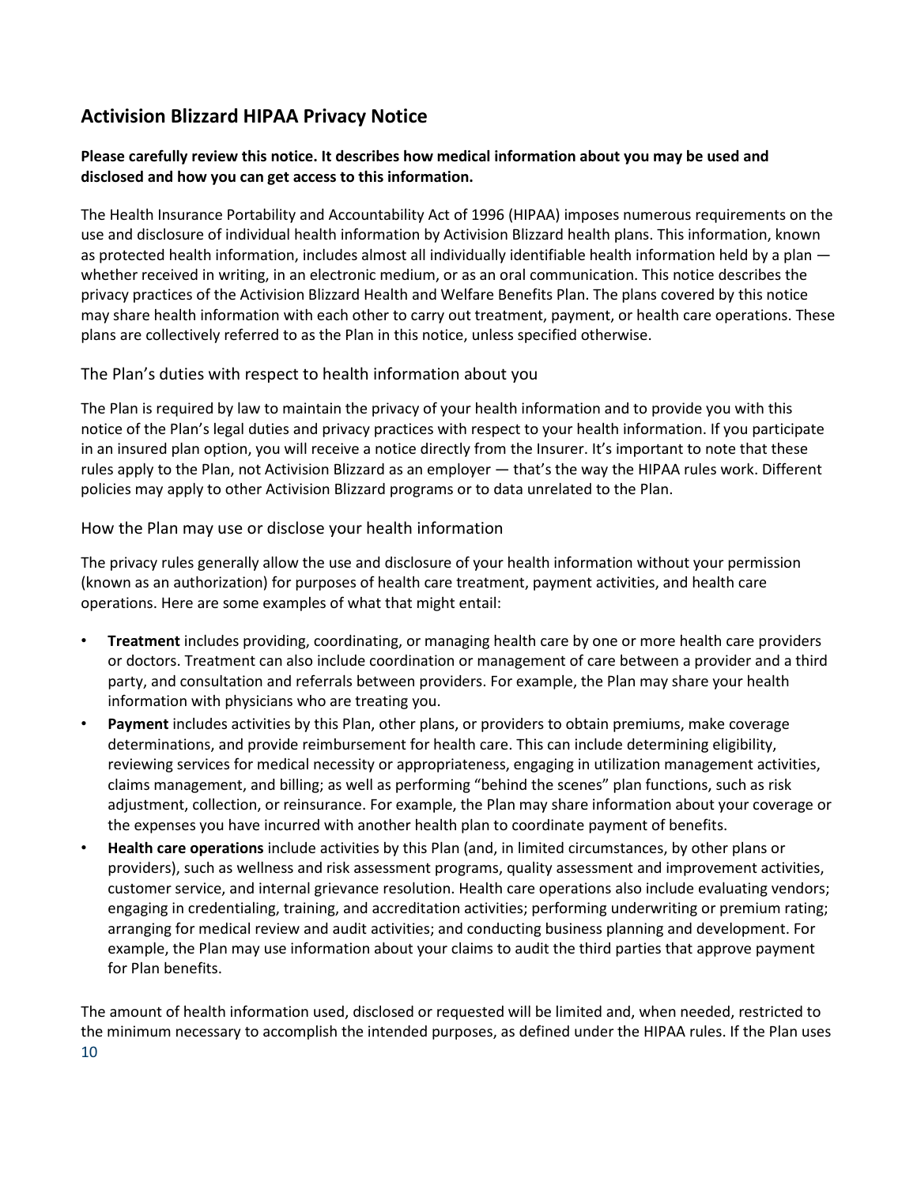## Activision Blizzard HIPAA Privacy Notice

**Please carefully review this notice. It describes how medical information about you may be used and disclosed and how you can get access to this information.**

The Health Insurance Portability and Accountability Act of 1996 (HIPAA) imposes numerous requirements on the use and disclosure of individual health information by Activision Blizzard health plans. This information, known as protected health information, includes almost all individually identifiable health information held by a plan — whether received in writing, in an electronic medium, or as an oral communication. This notice describes the privacy practices of the Activision Blizzard Health and Welfare Benefits Plan. The plans covered by this notice may share health information with each other to carry out treatment, payment, or health care operations. These plans are collectively referred to as the Plan in this notice, unless specified otherwise.

### The Plan's duties with respect to health information about you

The Plan is required by law to maintain the privacy of your health information and to provide you with this notice of the Plan's legal duties and privacy practices with respect to your health information. If you participate in an insured plan option, you will receive a notice directly from the Insurer. It's important to note that these rules apply to the Plan, not Activision Blizzard as an employer — that's the way the HIPAA rules work. Different policies may apply to other Activision Blizzard programs or to data unrelated to the Plan.

### How the Plan may use or disclose your health information

The privacy rules generally allow the use and disclosure of your health information without your permission (known as an authorization) for purposes of health care treatment, payment activities, and health care operations. Here are some examples of what that might entail:

- **Treatment** includes providing, coordinating, or managing health care by one or more health care providers or doctors. Treatment can also include coordination or management of care between a provider and a third party, and consultation and referrals between providers. For example, the Plan may share your health information with physicians who are treating you.
- **Payment** includes activities by this Plan, other plans, or providers to obtain premiums, make coverage determinations, and provide reimbursement for health care. This can include determining eligibility, reviewing services for medical necessity or appropriateness, engaging in utilization management activities, claims management, and billing; as well as performing "behind the scenes" plan functions, such as risk adjustment, collection, or reinsurance. For example, the Plan may share information about your coverage or the expenses you have incurred with another health plan to coordinate payment of benefits.
- **Health care operations** include activities by this Plan (and, in limited circumstances, by other plans or providers), such as wellness and risk assessment programs, quality assessment and improvement activities, customer service, and internal grievance resolution. Health care operations also include evaluating vendors; engaging in credentialing, training, and accreditation activities; performing underwriting or premium rating; arranging for medical review and audit activities; and conducting business planning and development. For example, the Plan may use information about your claims to audit the third parties that approve payment for Plan benefits.

The amount of health information used, disclosed or requested will be limited and, when needed, restricted to the minimum necessary to accomplish the intended purposes, as defined under the HIPAA rules. If the Plan uses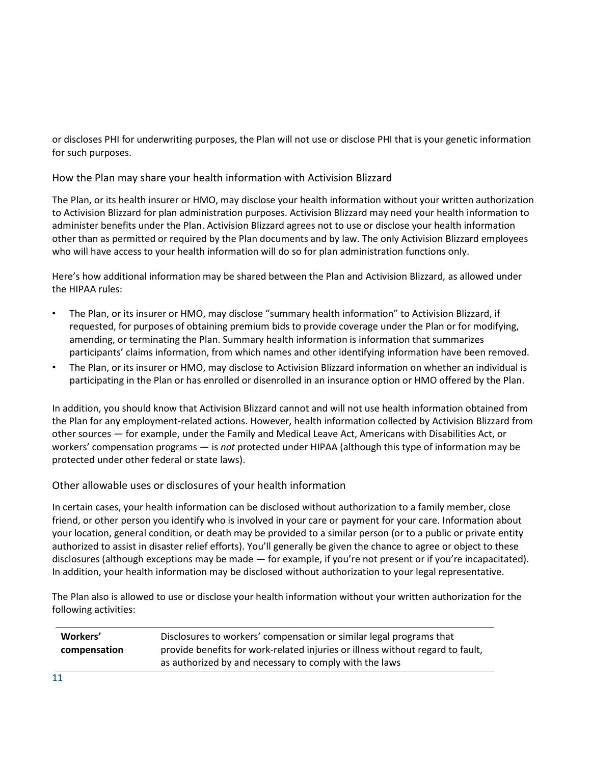or discloses PHI for underwriting purposes, the Plan will not use or disclose PHI that is your genetic information for such purposes.

### How the Plan may share your health information with Activision Blizzard

The Plan, or its health insurer or HMO, may disclose your health information without your written authorization to Activision Blizzard for plan administration purposes. Activision Blizzard may need your health information to administer benefits under the Plan. Activision Blizzard agrees not to use or disclose your health information other than as permitted or required by the Plan documents and by law. The only Activision Blizzard employees who will have access to your health information will do so for plan administration functions only.

Here's how additional information may be shared between the Plan and Activision Blizzard*,* as allowed under the HIPAA rules:

- The Plan, or its insurer or HMO, may disclose "summary health information" to Activision Blizzard, if requested, for purposes of obtaining premium bids to provide coverage under the Plan or for modifying, amending, or terminating the Plan. Summary health information is information that summarizes participants' claims information, from which names and other identifying information have been removed.
- The Plan, or its insurer or HMO, may disclose to Activision Blizzard information on whether an individual is participating in the Plan or has enrolled or disenrolled in an insurance option or HMO offered by the Plan.

In addition, you should know that Activision Blizzard cannot and will not use health information obtained from the Plan for any employment-related actions. However, health information collected by Activision Blizzard from other sources — for example, under the Family and Medical Leave Act, Americans with Disabilities Act, or workers' compensation programs — is *not* protected under HIPAA (although this type of information may be protected under other federal or state laws).

### Other allowable uses or disclosures of your health information

In certain cases, your health information can be disclosed without authorization to a family member, close friend, or other person you identify who is involved in your care or payment for your care. Information about your location, general condition, or death may be provided to a similar person (or to a public or private entity authorized to assist in disaster relief efforts). You'll generally be given the chance to agree or object to these disclosures (although exceptions may be made — for example, if you're not present or if you're incapacitated). In addition, your health information may be disclosed without authorization to your legal representative.

The Plan also is allowed to use or disclose your health information without your written authorization for the following activities:

| | |
|---|---|
| **Workers' compensation** | Disclosures to workers' compensation or similar legal programs that provide benefits for work-related injuries or illness without regard to fault, as authorized by and necessary to comply with the laws |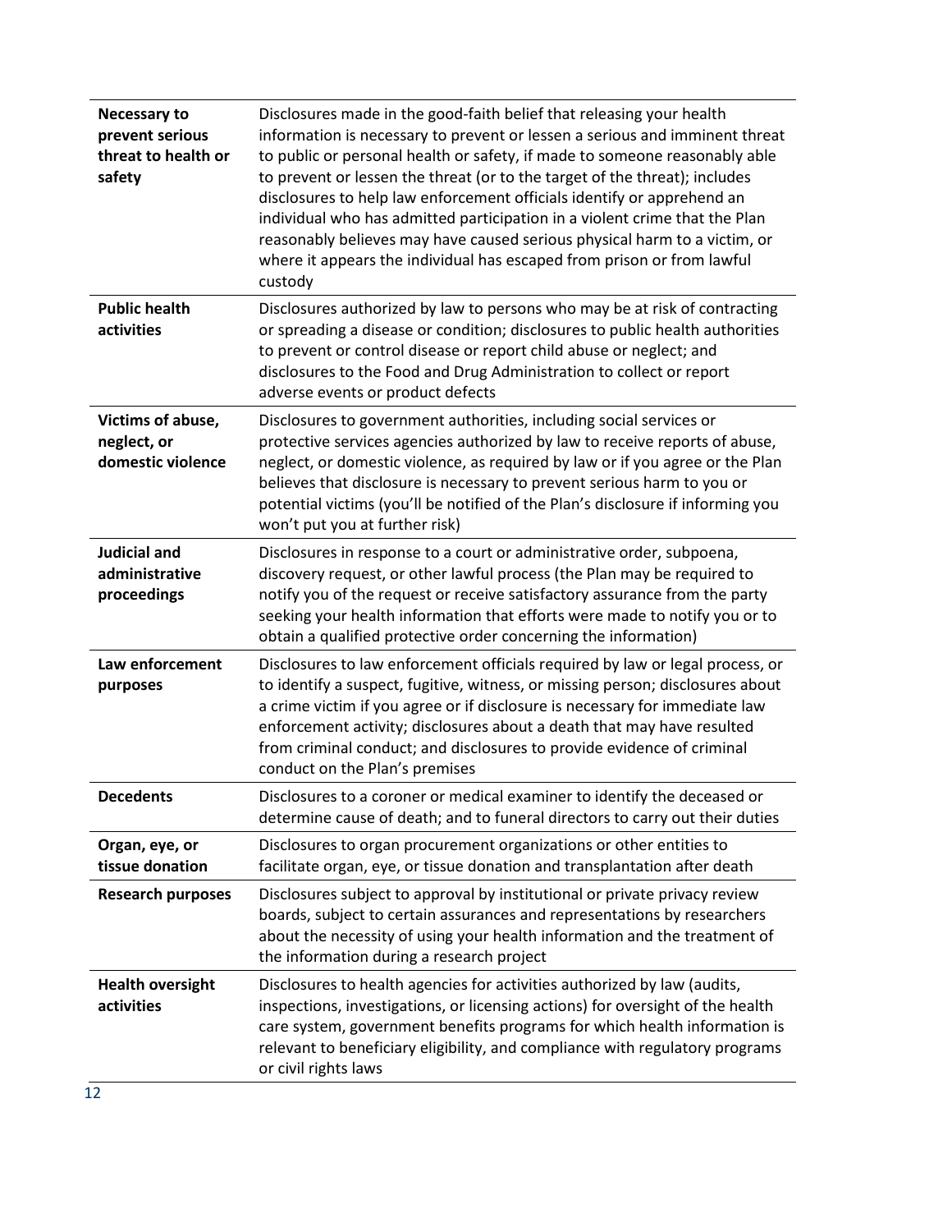| | |
|---|---|
| **Necessary to prevent serious threat to health or safety** | Disclosures made in the good-faith belief that releasing your health information is necessary to prevent or lessen a serious and imminent threat to public or personal health or safety, if made to someone reasonably able to prevent or lessen the threat (or to the target of the threat); includes disclosures to help law enforcement officials identify or apprehend an individual who has admitted participation in a violent crime that the Plan reasonably believes may have caused serious physical harm to a victim, or where it appears the individual has escaped from prison or from lawful custody |
| **Public health activities** | Disclosures authorized by law to persons who may be at risk of contracting or spreading a disease or condition; disclosures to public health authorities to prevent or control disease or report child abuse or neglect; and disclosures to the Food and Drug Administration to collect or report adverse events or product defects |
| **Victims of abuse, neglect, or domestic violence** | Disclosures to government authorities, including social services or protective services agencies authorized by law to receive reports of abuse, neglect, or domestic violence, as required by law or if you agree or the Plan believes that disclosure is necessary to prevent serious harm to you or potential victims (you'll be notified of the Plan's disclosure if informing you won't put you at further risk) |
| **Judicial and administrative proceedings** | Disclosures in response to a court or administrative order, subpoena, discovery request, or other lawful process (the Plan may be required to notify you of the request or receive satisfactory assurance from the party seeking your health information that efforts were made to notify you or to obtain a qualified protective order concerning the information) |
| **Law enforcement purposes** | Disclosures to law enforcement officials required by law or legal process, or to identify a suspect, fugitive, witness, or missing person; disclosures about a crime victim if you agree or if disclosure is necessary for immediate law enforcement activity; disclosures about a death that may have resulted from criminal conduct; and disclosures to provide evidence of criminal conduct on the Plan's premises |
| **Decedents** | Disclosures to a coroner or medical examiner to identify the deceased or determine cause of death; and to funeral directors to carry out their duties |
| **Organ, eye, or tissue donation** | Disclosures to organ procurement organizations or other entities to facilitate organ, eye, or tissue donation and transplantation after death |
| **Research purposes** | Disclosures subject to approval by institutional or private privacy review boards, subject to certain assurances and representations by researchers about the necessity of using your health information and the treatment of the information during a research project |
| **Health oversight activities** | Disclosures to health agencies for activities authorized by law (audits, inspections, investigations, or licensing actions) for oversight of the health care system, government benefits programs for which health information is relevant to beneficiary eligibility, and compliance with regulatory programs or civil rights laws |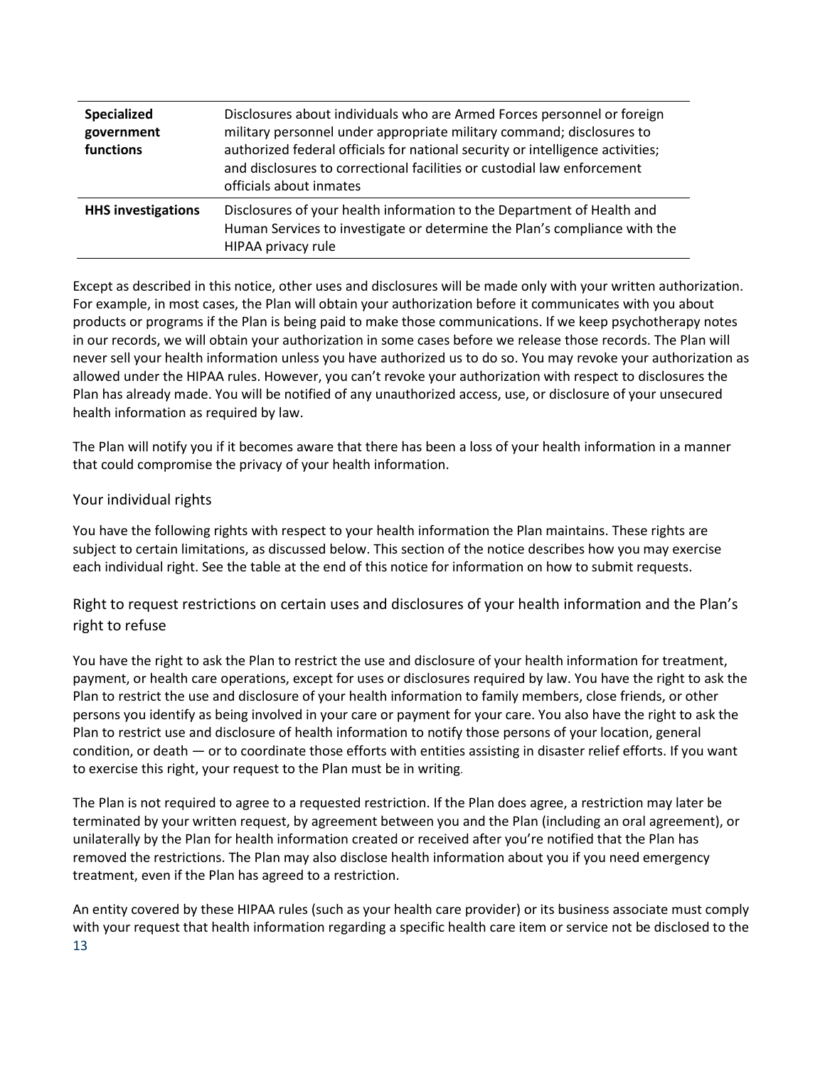| | |
|---|---|
| **Specialized government functions** | Disclosures about individuals who are Armed Forces personnel or foreign military personnel under appropriate military command; disclosures to authorized federal officials for national security or intelligence activities; and disclosures to correctional facilities or custodial law enforcement officials about inmates |
| **HHS investigations** | Disclosures of your health information to the Department of Health and Human Services to investigate or determine the Plan's compliance with the HIPAA privacy rule |

Except as described in this notice, other uses and disclosures will be made only with your written authorization. For example, in most cases, the Plan will obtain your authorization before it communicates with you about products or programs if the Plan is being paid to make those communications. If we keep psychotherapy notes in our records, we will obtain your authorization in some cases before we release those records. The Plan will never sell your health information unless you have authorized us to do so. You may revoke your authorization as allowed under the HIPAA rules. However, you can't revoke your authorization with respect to disclosures the Plan has already made. You will be notified of any unauthorized access, use, or disclosure of your unsecured health information as required by law.

The Plan will notify you if it becomes aware that there has been a loss of your health information in a manner that could compromise the privacy of your health information.

## Your individual rights

You have the following rights with respect to your health information the Plan maintains. These rights are subject to certain limitations, as discussed below. This section of the notice describes how you may exercise each individual right. See the table at the end of this notice for information on how to submit requests.

### Right to request restrictions on certain uses and disclosures of your health information and the Plan's right to refuse

You have the right to ask the Plan to restrict the use and disclosure of your health information for treatment, payment, or health care operations, except for uses or disclosures required by law. You have the right to ask the Plan to restrict the use and disclosure of your health information to family members, close friends, or other persons you identify as being involved in your care or payment for your care. You also have the right to ask the Plan to restrict use and disclosure of health information to notify those persons of your location, general condition, or death — or to coordinate those efforts with entities assisting in disaster relief efforts. If you want to exercise this right, your request to the Plan must be in writing.

The Plan is not required to agree to a requested restriction. If the Plan does agree, a restriction may later be terminated by your written request, by agreement between you and the Plan (including an oral agreement), or unilaterally by the Plan for health information created or received after you're notified that the Plan has removed the restrictions. The Plan may also disclose health information about you if you need emergency treatment, even if the Plan has agreed to a restriction.

An entity covered by these HIPAA rules (such as your health care provider) or its business associate must comply with your request that health information regarding a specific health care item or service not be disclosed to the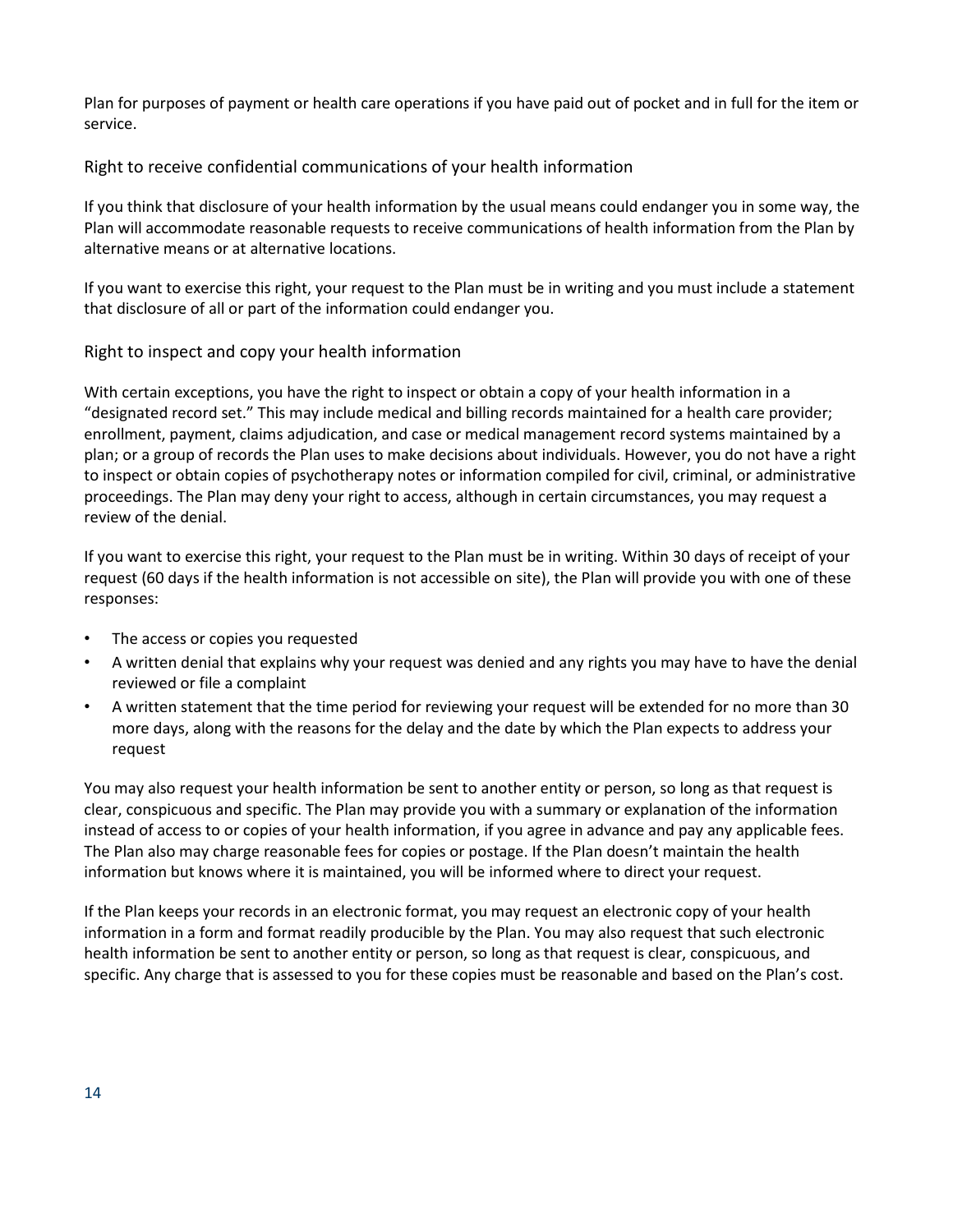Plan for purposes of payment or health care operations if you have paid out of pocket and in full for the item or service.

### Right to receive confidential communications of your health information

If you think that disclosure of your health information by the usual means could endanger you in some way, the Plan will accommodate reasonable requests to receive communications of health information from the Plan by alternative means or at alternative locations.

If you want to exercise this right, your request to the Plan must be in writing and you must include a statement that disclosure of all or part of the information could endanger you.

### Right to inspect and copy your health information

With certain exceptions, you have the right to inspect or obtain a copy of your health information in a "designated record set." This may include medical and billing records maintained for a health care provider; enrollment, payment, claims adjudication, and case or medical management record systems maintained by a plan; or a group of records the Plan uses to make decisions about individuals. However, you do not have a right to inspect or obtain copies of psychotherapy notes or information compiled for civil, criminal, or administrative proceedings. The Plan may deny your right to access, although in certain circumstances, you may request a review of the denial.

If you want to exercise this right, your request to the Plan must be in writing. Within 30 days of receipt of your request (60 days if the health information is not accessible on site), the Plan will provide you with one of these responses:

- The access or copies you requested
- A written denial that explains why your request was denied and any rights you may have to have the denial reviewed or file a complaint
- A written statement that the time period for reviewing your request will be extended for no more than 30 more days, along with the reasons for the delay and the date by which the Plan expects to address your request

You may also request your health information be sent to another entity or person, so long as that request is clear, conspicuous and specific. The Plan may provide you with a summary or explanation of the information instead of access to or copies of your health information, if you agree in advance and pay any applicable fees. The Plan also may charge reasonable fees for copies or postage. If the Plan doesn't maintain the health information but knows where it is maintained, you will be informed where to direct your request.

If the Plan keeps your records in an electronic format, you may request an electronic copy of your health information in a form and format readily producible by the Plan. You may also request that such electronic health information be sent to another entity or person, so long as that request is clear, conspicuous, and specific. Any charge that is assessed to you for these copies must be reasonable and based on the Plan's cost.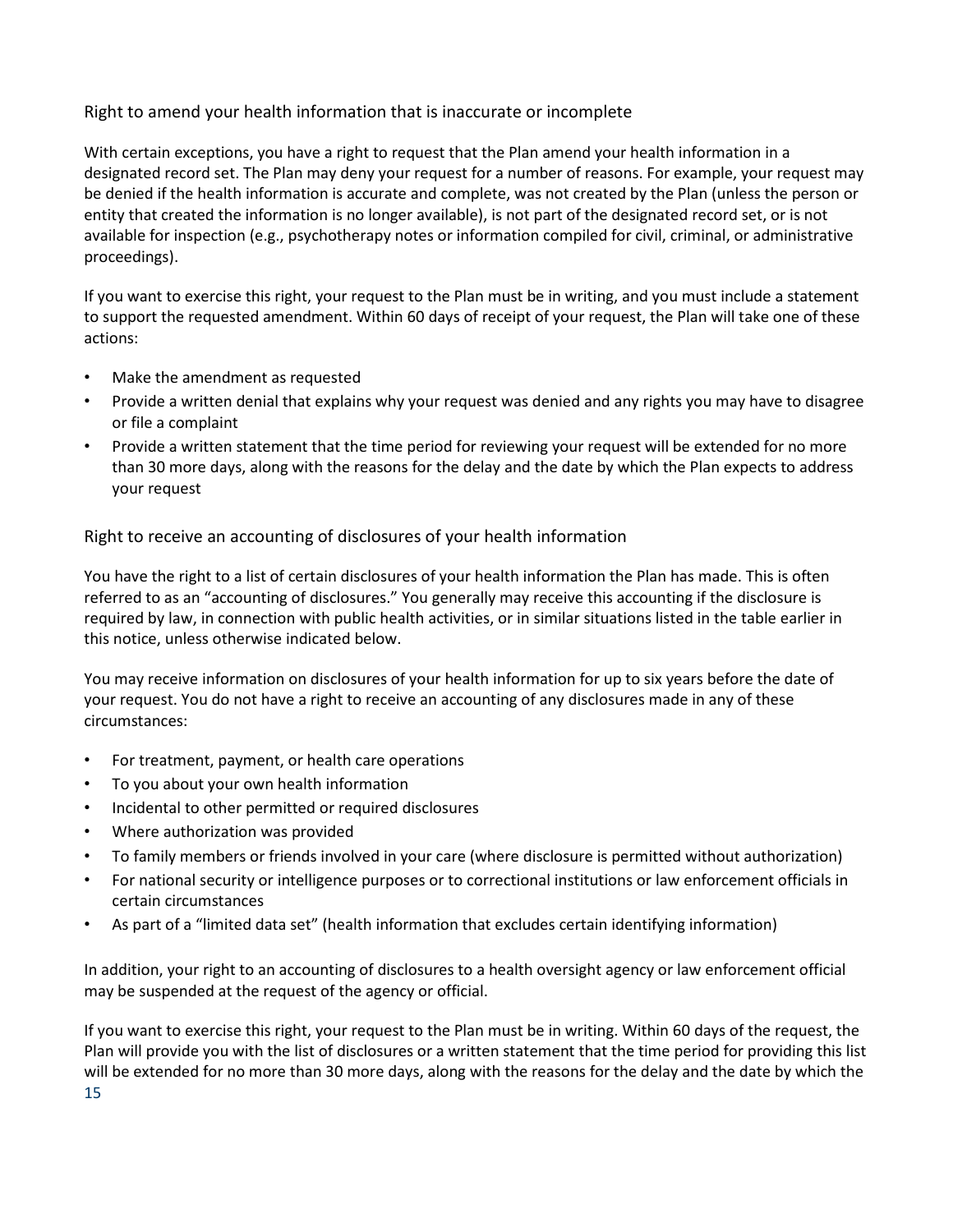## Right to amend your health information that is inaccurate or incomplete

With certain exceptions, you have a right to request that the Plan amend your health information in a designated record set. The Plan may deny your request for a number of reasons. For example, your request may be denied if the health information is accurate and complete, was not created by the Plan (unless the person or entity that created the information is no longer available), is not part of the designated record set, or is not available for inspection (e.g., psychotherapy notes or information compiled for civil, criminal, or administrative proceedings).

If you want to exercise this right, your request to the Plan must be in writing, and you must include a statement to support the requested amendment. Within 60 days of receipt of your request, the Plan will take one of these actions:

- Make the amendment as requested
- Provide a written denial that explains why your request was denied and any rights you may have to disagree or file a complaint
- Provide a written statement that the time period for reviewing your request will be extended for no more than 30 more days, along with the reasons for the delay and the date by which the Plan expects to address your request

## Right to receive an accounting of disclosures of your health information

You have the right to a list of certain disclosures of your health information the Plan has made. This is often referred to as an "accounting of disclosures." You generally may receive this accounting if the disclosure is required by law, in connection with public health activities, or in similar situations listed in the table earlier in this notice, unless otherwise indicated below.

You may receive information on disclosures of your health information for up to six years before the date of your request. You do not have a right to receive an accounting of any disclosures made in any of these circumstances:

- For treatment, payment, or health care operations
- To you about your own health information
- Incidental to other permitted or required disclosures
- Where authorization was provided
- To family members or friends involved in your care (where disclosure is permitted without authorization)
- For national security or intelligence purposes or to correctional institutions or law enforcement officials in certain circumstances
- As part of a "limited data set" (health information that excludes certain identifying information)

In addition, your right to an accounting of disclosures to a health oversight agency or law enforcement official may be suspended at the request of the agency or official.

If you want to exercise this right, your request to the Plan must be in writing. Within 60 days of the request, the Plan will provide you with the list of disclosures or a written statement that the time period for providing this list will be extended for no more than 30 more days, along with the reasons for the delay and the date by which the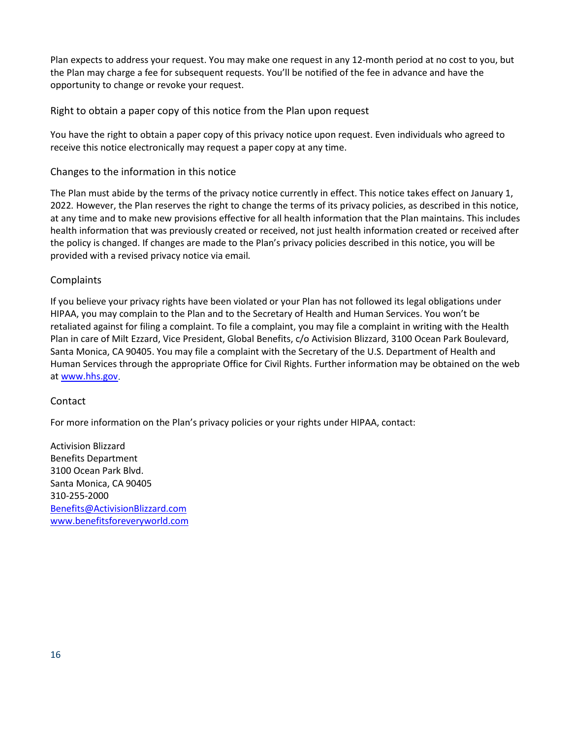Plan expects to address your request. You may make one request in any 12-month period at no cost to you, but the Plan may charge a fee for subsequent requests. You'll be notified of the fee in advance and have the opportunity to change or revoke your request.

### Right to obtain a paper copy of this notice from the Plan upon request

You have the right to obtain a paper copy of this privacy notice upon request. Even individuals who agreed to receive this notice electronically may request a paper copy at any time.

### Changes to the information in this notice

The Plan must abide by the terms of the privacy notice currently in effect. This notice takes effect on January 1, 2022. However, the Plan reserves the right to change the terms of its privacy policies, as described in this notice, at any time and to make new provisions effective for all health information that the Plan maintains. This includes health information that was previously created or received, not just health information created or received after the policy is changed. If changes are made to the Plan's privacy policies described in this notice, you will be provided with a revised privacy notice via email.

### Complaints

If you believe your privacy rights have been violated or your Plan has not followed its legal obligations under HIPAA, you may complain to the Plan and to the Secretary of Health and Human Services. You won't be retaliated against for filing a complaint. To file a complaint, you may file a complaint in writing with the Health Plan in care of Milt Ezzard, Vice President, Global Benefits, c/o Activision Blizzard, 3100 Ocean Park Boulevard, Santa Monica, CA 90405. You may file a complaint with the Secretary of the U.S. Department of Health and Human Services through the appropriate Office for Civil Rights. Further information may be obtained on the web at [www.hhs.gov](http://www.hhs.gov).

### Contact

For more information on the Plan's privacy policies or your rights under HIPAA, contact:

Activision Blizzard
Benefits Department
3100 Ocean Park Blvd.
Santa Monica, CA 90405
310-255-2000
[Benefits@ActivisionBlizzard.com](mailto:Benefits@ActivisionBlizzard.com)
[www.benefitsforeveryworld.com](http://www.benefitsforeveryworld.com)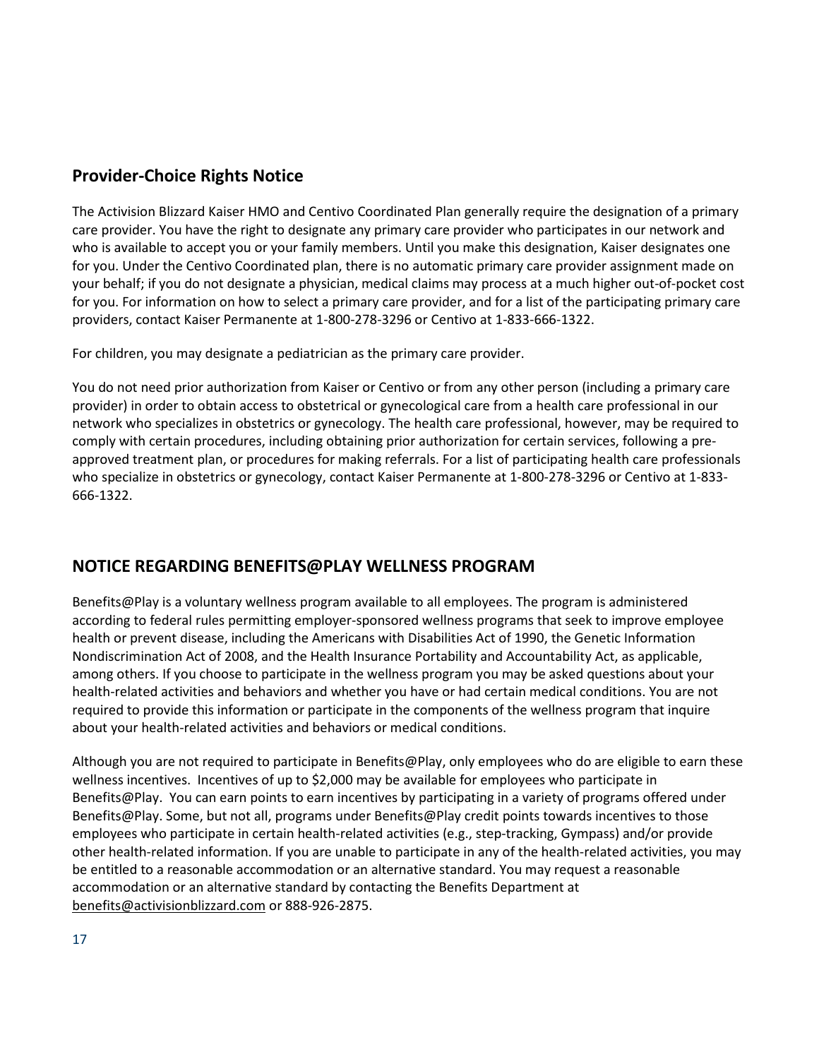## Provider-Choice Rights Notice

The Activision Blizzard Kaiser HMO and Centivo Coordinated Plan generally require the designation of a primary care provider. You have the right to designate any primary care provider who participates in our network and who is available to accept you or your family members. Until you make this designation, Kaiser designates one for you. Under the Centivo Coordinated plan, there is no automatic primary care provider assignment made on your behalf; if you do not designate a physician, medical claims may process at a much higher out-of-pocket cost for you. For information on how to select a primary care provider, and for a list of the participating primary care providers, contact Kaiser Permanente at 1-800-278-3296 or Centivo at 1-833-666-1322.

For children, you may designate a pediatrician as the primary care provider.

You do not need prior authorization from Kaiser or Centivo or from any other person (including a primary care provider) in order to obtain access to obstetrical or gynecological care from a health care professional in our network who specializes in obstetrics or gynecology. The health care professional, however, may be required to comply with certain procedures, including obtaining prior authorization for certain services, following a pre-approved treatment plan, or procedures for making referrals. For a list of participating health care professionals who specialize in obstetrics or gynecology, contact Kaiser Permanente at 1-800-278-3296 or Centivo at 1-833-666-1322.

## NOTICE REGARDING BENEFITS@PLAY WELLNESS PROGRAM

Benefits@Play is a voluntary wellness program available to all employees. The program is administered according to federal rules permitting employer-sponsored wellness programs that seek to improve employee health or prevent disease, including the Americans with Disabilities Act of 1990, the Genetic Information Nondiscrimination Act of 2008, and the Health Insurance Portability and Accountability Act, as applicable, among others. If you choose to participate in the wellness program you may be asked questions about your health-related activities and behaviors and whether you have or had certain medical conditions. You are not required to provide this information or participate in the components of the wellness program that inquire about your health-related activities and behaviors or medical conditions.

Although you are not required to participate in Benefits@Play, only employees who do are eligible to earn these wellness incentives. Incentives of up to $2,000 may be available for employees who participate in Benefits@Play. You can earn points to earn incentives by participating in a variety of programs offered under Benefits@Play. Some, but not all, programs under Benefits@Play credit points towards incentives to those employees who participate in certain health-related activities (e.g., step-tracking, Gympass) and/or provide other health-related information. If you are unable to participate in any of the health-related activities, you may be entitled to a reasonable accommodation or an alternative standard. You may request a reasonable accommodation or an alternative standard by contacting the Benefits Department at benefits@activisionblizzard.com or 888-926-2875.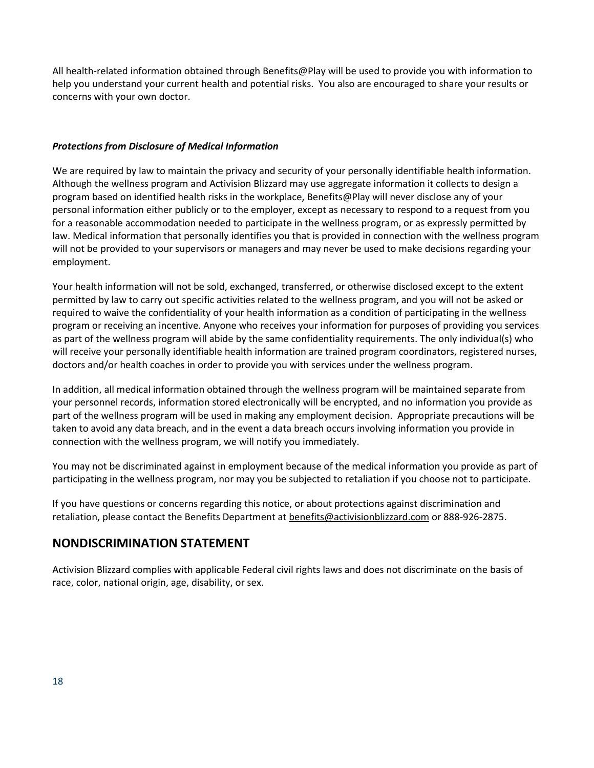All health-related information obtained through Benefits@Play will be used to provide you with information to help you understand your current health and potential risks. You also are encouraged to share your results or concerns with your own doctor.

***Protections from Disclosure of Medical Information***

We are required by law to maintain the privacy and security of your personally identifiable health information. Although the wellness program and Activision Blizzard may use aggregate information it collects to design a program based on identified health risks in the workplace, Benefits@Play will never disclose any of your personal information either publicly or to the employer, except as necessary to respond to a request from you for a reasonable accommodation needed to participate in the wellness program, or as expressly permitted by law. Medical information that personally identifies you that is provided in connection with the wellness program will not be provided to your supervisors or managers and may never be used to make decisions regarding your employment.

Your health information will not be sold, exchanged, transferred, or otherwise disclosed except to the extent permitted by law to carry out specific activities related to the wellness program, and you will not be asked or required to waive the confidentiality of your health information as a condition of participating in the wellness program or receiving an incentive. Anyone who receives your information for purposes of providing you services as part of the wellness program will abide by the same confidentiality requirements. The only individual(s) who will receive your personally identifiable health information are trained program coordinators, registered nurses, doctors and/or health coaches in order to provide you with services under the wellness program.

In addition, all medical information obtained through the wellness program will be maintained separate from your personnel records, information stored electronically will be encrypted, and no information you provide as part of the wellness program will be used in making any employment decision. Appropriate precautions will be taken to avoid any data breach, and in the event a data breach occurs involving information you provide in connection with the wellness program, we will notify you immediately.

You may not be discriminated against in employment because of the medical information you provide as part of participating in the wellness program, nor may you be subjected to retaliation if you choose not to participate.

If you have questions or concerns regarding this notice, or about protections against discrimination and retaliation, please contact the Benefits Department at benefits@activisionblizzard.com or 888-926-2875.

## NONDISCRIMINATION STATEMENT

Activision Blizzard complies with applicable Federal civil rights laws and does not discriminate on the basis of race, color, national origin, age, disability, or sex.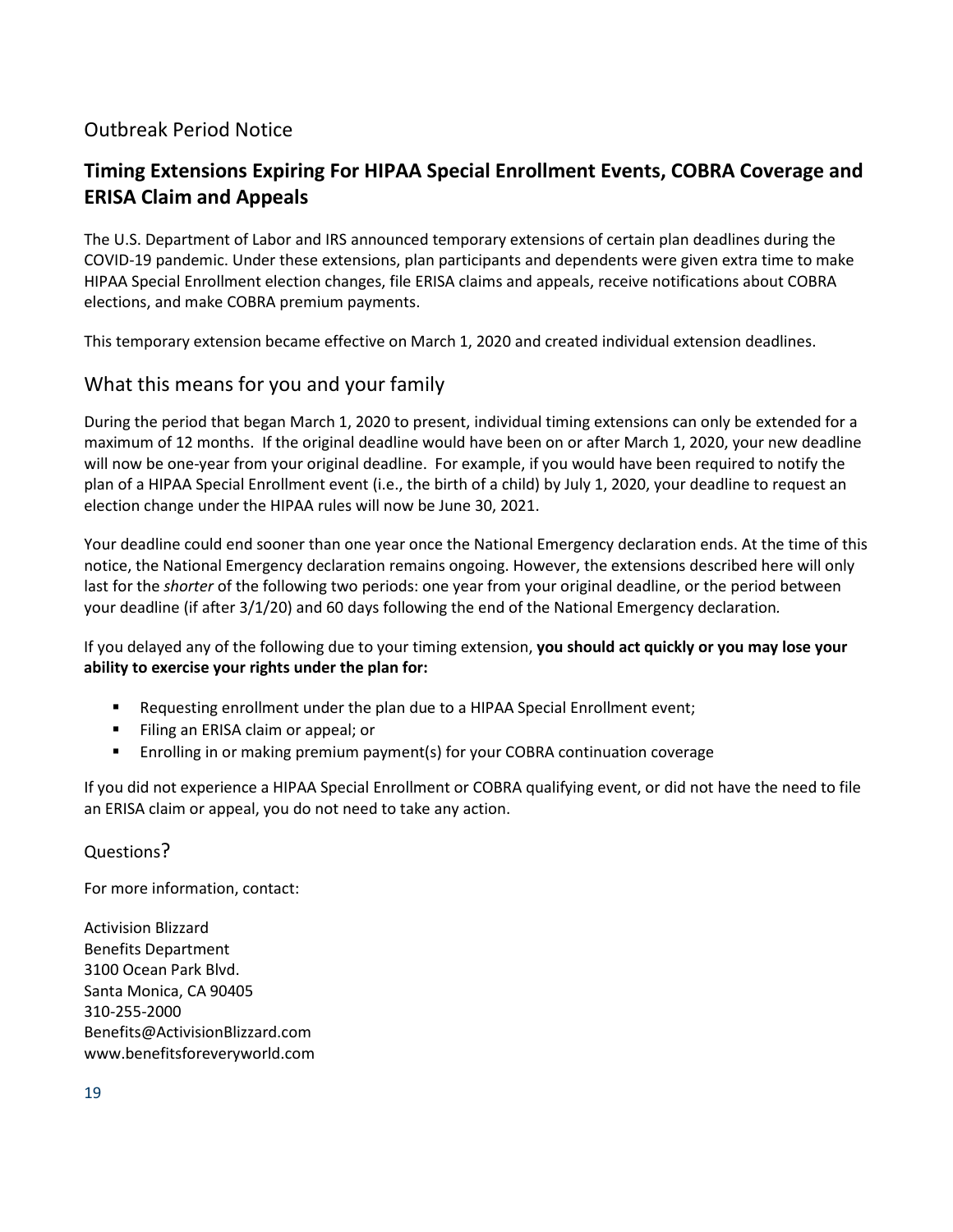## Outbreak Period Notice

### Timing Extensions Expiring For HIPAA Special Enrollment Events, COBRA Coverage and ERISA Claim and Appeals

The U.S. Department of Labor and IRS announced temporary extensions of certain plan deadlines during the COVID-19 pandemic. Under these extensions, plan participants and dependents were given extra time to make HIPAA Special Enrollment election changes, file ERISA claims and appeals, receive notifications about COBRA elections, and make COBRA premium payments.

This temporary extension became effective on March 1, 2020 and created individual extension deadlines.

## What this means for you and your family

During the period that began March 1, 2020 to present, individual timing extensions can only be extended for a maximum of 12 months. If the original deadline would have been on or after March 1, 2020, your new deadline will now be one-year from your original deadline. For example, if you would have been required to notify the plan of a HIPAA Special Enrollment event (i.e., the birth of a child) by July 1, 2020, your deadline to request an election change under the HIPAA rules will now be June 30, 2021.

Your deadline could end sooner than one year once the National Emergency declaration ends. At the time of this notice, the National Emergency declaration remains ongoing. However, the extensions described here will only last for the *shorter* of the following two periods: one year from your original deadline, or the period between your deadline (if after 3/1/20) and 60 days following the end of the National Emergency declaration.

If you delayed any of the following due to your timing extension, **you should act quickly or you may lose your ability to exercise your rights under the plan for:**

- Requesting enrollment under the plan due to a HIPAA Special Enrollment event;
- Filing an ERISA claim or appeal; or
- Enrolling in or making premium payment(s) for your COBRA continuation coverage

If you did not experience a HIPAA Special Enrollment or COBRA qualifying event, or did not have the need to file an ERISA claim or appeal, you do not need to take any action.

## Questions?

For more information, contact:

Activision Blizzard
Benefits Department
3100 Ocean Park Blvd.
Santa Monica, CA 90405
310-255-2000
Benefits@ActivisionBlizzard.com
www.benefitsforeveryworld.com